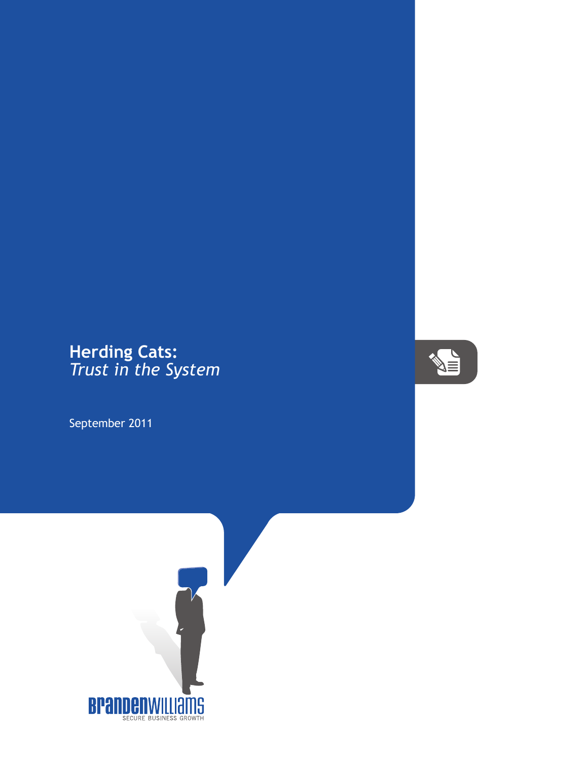# Herding Cats:
*Trust in the System*

September 2011

BRANDENWILLIAMS
SECURE BUSINESS GROWTH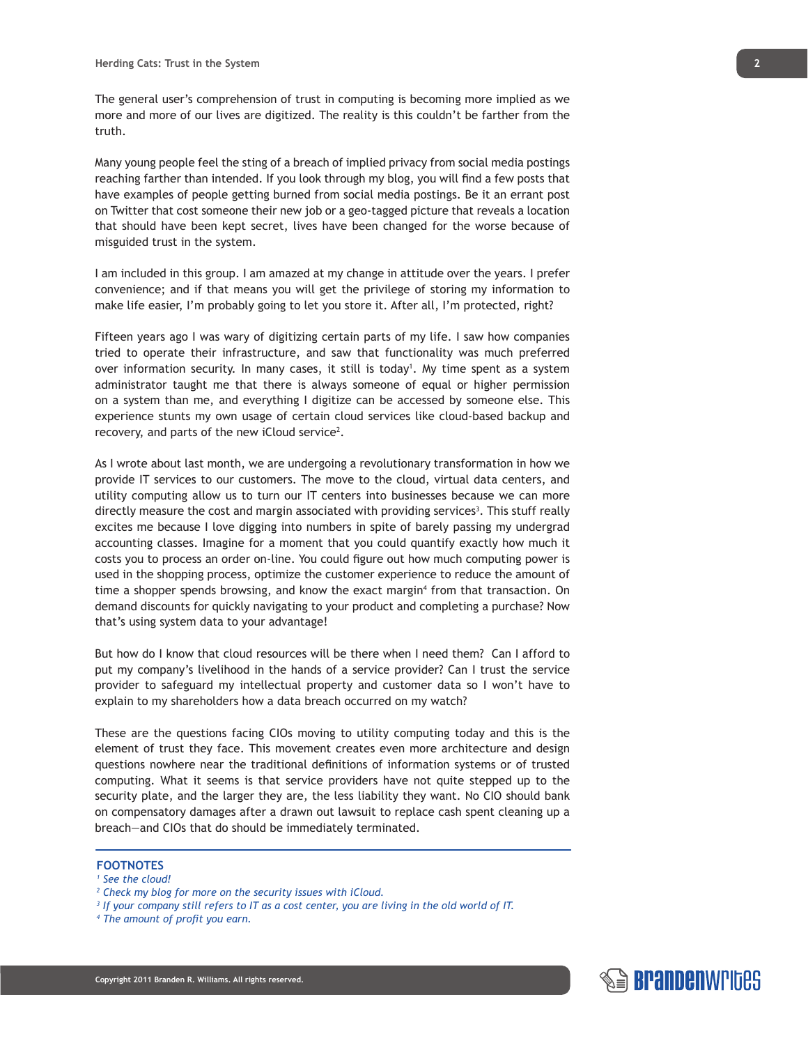The general user's comprehension of trust in computing is becoming more implied as we more and more of our lives are digitized. The reality is this couldn't be farther from the truth.

Many young people feel the sting of a breach of implied privacy from social media postings reaching farther than intended. If you look through my blog, you will find a few posts that have examples of people getting burned from social media postings. Be it an errant post on Twitter that cost someone their new job or a geo-tagged picture that reveals a location that should have been kept secret, lives have been changed for the worse because of misguided trust in the system.

I am included in this group. I am amazed at my change in attitude over the years. I prefer convenience; and if that means you will get the privilege of storing my information to make life easier, I'm probably going to let you store it. After all, I'm protected, right?

Fifteen years ago I was wary of digitizing certain parts of my life. I saw how companies tried to operate their infrastructure, and saw that functionality was much preferred over information security. In many cases, it still is today[1]. My time spent as a system administrator taught me that there is always someone of equal or higher permission on a system than me, and everything I digitize can be accessed by someone else. This experience stunts my own usage of certain cloud services like cloud-based backup and recovery, and parts of the new iCloud service[2].

As I wrote about last month, we are undergoing a revolutionary transformation in how we provide IT services to our customers. The move to the cloud, virtual data centers, and utility computing allow us to turn our IT centers into businesses because we can more directly measure the cost and margin associated with providing services[3]. This stuff really excites me because I love digging into numbers in spite of barely passing my undergrad accounting classes. Imagine for a moment that you could quantify exactly how much it costs you to process an order on-line. You could figure out how much computing power is used in the shopping process, optimize the customer experience to reduce the amount of time a shopper spends browsing, and know the exact margin[4] from that transaction. On demand discounts for quickly navigating to your product and completing a purchase? Now that's using system data to your advantage!

But how do I know that cloud resources will be there when I need them? Can I afford to put my company's livelihood in the hands of a service provider? Can I trust the service provider to safeguard my intellectual property and customer data so I won't have to explain to my shareholders how a data breach occurred on my watch?

These are the questions facing CIOs moving to utility computing today and this is the element of trust they face. This movement creates even more architecture and design questions nowhere near the traditional definitions of information systems or of trusted computing. What it seems is that service providers have not quite stepped up to the security plate, and the larger they are, the less liability they want. No CIO should bank on compensatory damages after a drawn out lawsuit to replace cash spent cleaning up a breach—and CIOs that do should be immediately terminated.

---

**FOOTNOTES**

[1] *See the cloud!*
[2] *Check my blog for more on the security issues with iCloud.*
[3] *If your company still refers to IT as a cost center, you are living in the old world of IT.*
[4] *The amount of profit you earn.*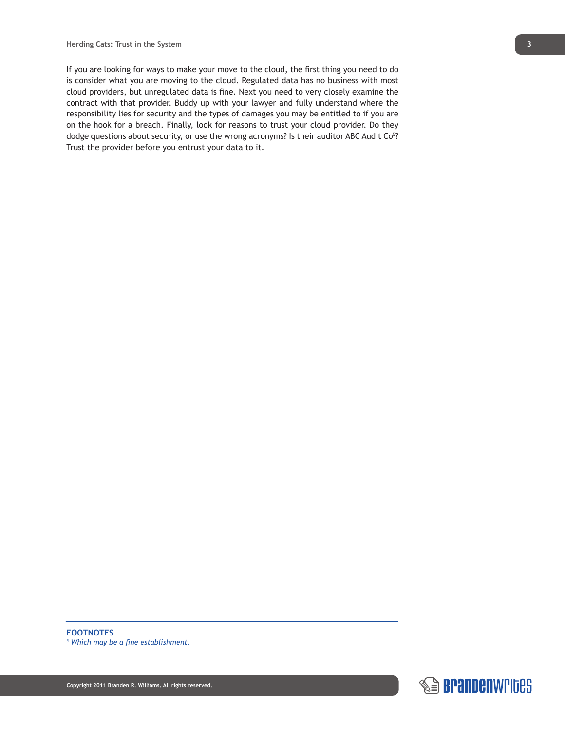If you are looking for ways to make your move to the cloud, the first thing you need to do is consider what you are moving to the cloud. Regulated data has no business with most cloud providers, but unregulated data is fine. Next you need to very closely examine the contract with that provider. Buddy up with your lawyer and fully understand where the responsibility lies for security and the types of damages you may be entitled to if you are on the hook for a breach. Finally, look for reasons to trust your cloud provider. Do they dodge questions about security, or use the wrong acronyms? Is their auditor ABC Audit Co[5]? Trust the provider before you entrust your data to it.

**FOOTNOTES**

[5] *Which may be a fine establishment.*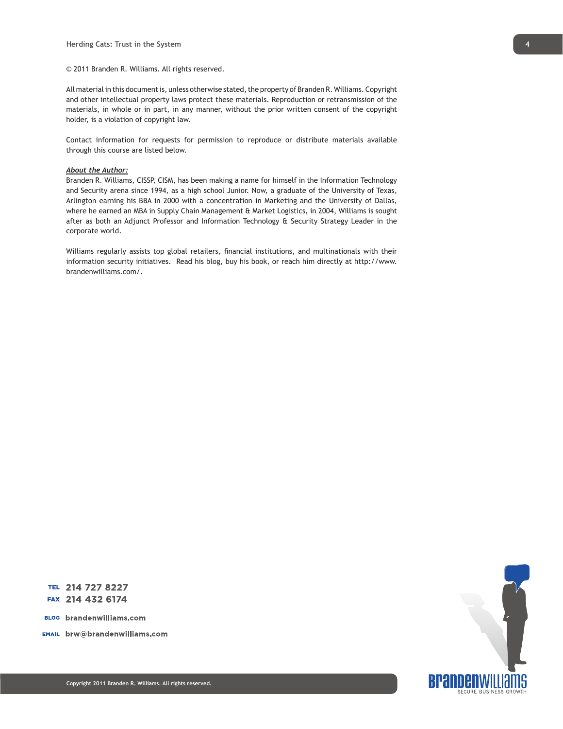© 2011 Branden R. Williams. All rights reserved.

All material in this document is, unless otherwise stated, the property of Branden R. Williams. Copyright and other intellectual property laws protect these materials. Reproduction or retransmission of the materials, in whole or in part, in any manner, without the prior written consent of the copyright holder, is a violation of copyright law.

Contact information for requests for permission to reproduce or distribute materials available through this course are listed below.

***About the Author:***
Branden R. Williams, CISSP, CISM, has been making a name for himself in the Information Technology and Security arena since 1994, as a high school Junior. Now, a graduate of the University of Texas, Arlington earning his BBA in 2000 with a concentration in Marketing and the University of Dallas, where he earned an MBA in Supply Chain Management & Market Logistics, in 2004, Williams is sought after as both an Adjunct Professor and Information Technology & Security Strategy Leader in the corporate world.

Williams regularly assists top global retailers, financial institutions, and multinationals with their information security initiatives. Read his blog, buy his book, or reach him directly at http://www.brandenwilliams.com/.

**TEL** 214 727 8227
**FAX** 214 432 6174

**BLOG** brandenwilliams.com

**EMAIL** brw@brandenwilliams.com

BrandenWilliams
SECURE BUSINESS GROWTH